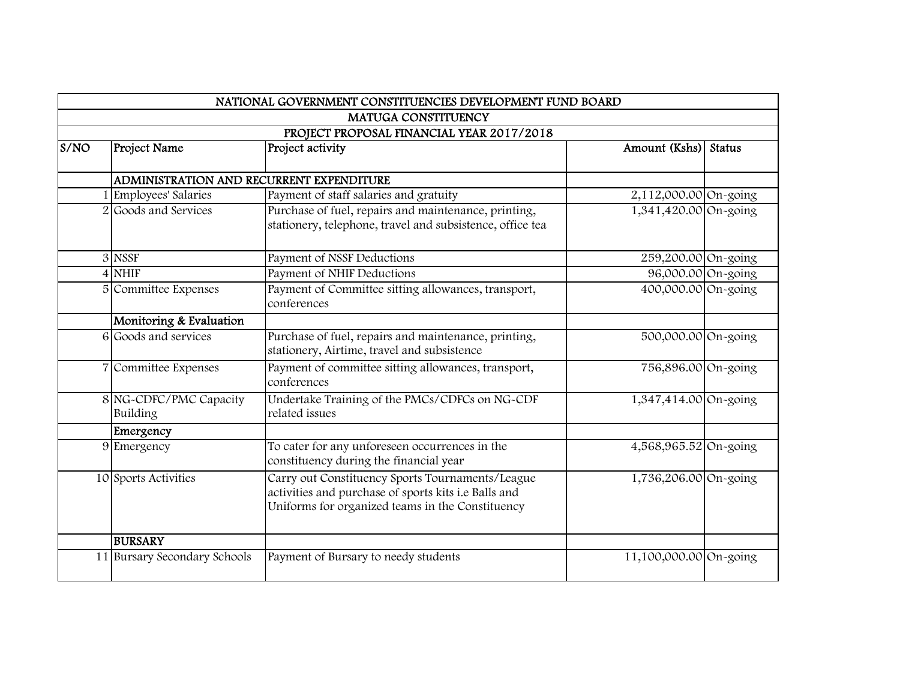| NATIONAL GOVERNMENT CONSTITUENCIES DEVELOPMENT FUND BOARD | | | | |
|---|---|---|---|---|
| MATUGA CONSTITUENCY | | | | |
| PROJECT PROPOSAL FINANCIAL YEAR 2017/2018 | | | | |
| S/NO | Project Name | Project activity | Amount (Kshs) | Status |
| | ADMINISTRATION AND RECURRENT EXPENDITURE | | | |
| 1 | Employees' Salaries | Payment of staff salaries and gratuity | 2,112,000.00 | On-going |
| 2 | Goods and Services | Purchase of fuel, repairs and maintenance, printing, stationery, telephone, travel and subsistence, office tea | 1,341,420.00 | On-going |
| 3 | NSSF | Payment of NSSF Deductions | 259,200.00 | On-going |
| 4 | NHIF | Payment of NHIF Deductions | 96,000.00 | On-going |
| 5 | Committee Expenses | Payment of Committee sitting allowances, transport, conferences | 400,000.00 | On-going |
| | Monitoring & Evaluation | | | |
| 6 | Goods and services | Purchase of fuel, repairs and maintenance, printing, stationery, Airtime, travel and subsistence | 500,000.00 | On-going |
| 7 | Committee Expenses | Payment of committee sitting allowances, transport, conferences | 756,896.00 | On-going |
| 8 | NG-CDFC/PMC Capacity Building | Undertake Training of the PMCs/CDFCs on NG-CDF related issues | 1,347,414.00 | On-going |
| | Emergency | | | |
| 9 | Emergency | To cater for any unforeseen occurrences in the constituency during the financial year | 4,568,965.52 | On-going |
| 10 | Sports Activities | Carry out Constituency Sports Tournaments/League activities and purchase of sports kits i.e Balls and Uniforms for organized teams in the Constituency | 1,736,206.00 | On-going |
| | BURSARY | | | |
| 11 | Bursary Secondary Schools | Payment of Bursary to needy students | 11,100,000.00 | On-going |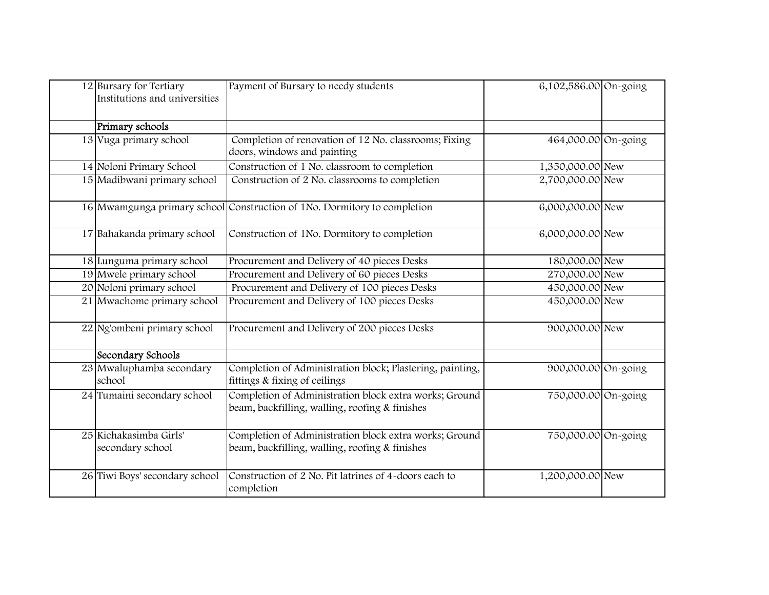| | | | | |
|---|---|---|---|---|
| 12 | Bursary for Tertiary Institutions and universities | Payment of Bursary to needy students | 6,102,586.00 | On-going |
| | Primary schools | | | |
| 13 | Vuga primary school | Completion of renovation of 12 No. classrooms; Fixing doors, windows and painting | 464,000.00 | On-going |
| 14 | Noloni Primary School | Construction of 1 No. classroom to completion | 1,350,000.00 | New |
| 15 | Madibwani primary school | Construction of 2 No. classrooms to completion | 2,700,000.00 | New |
| 16 | Mwamgunga primary school | Construction of 1No. Dormitory to completion | 6,000,000.00 | New |
| 17 | Bahakanda primary school | Construction of 1No. Dormitory to completion | 6,000,000.00 | New |
| 18 | Lunguma primary school | Procurement and Delivery of 40 pieces Desks | 180,000.00 | New |
| 19 | Mwele primary school | Procurement and Delivery of 60 pieces Desks | 270,000.00 | New |
| 20 | Noloni primary school | Procurement and Delivery of 100 pieces Desks | 450,000.00 | New |
| 21 | Mwachome primary school | Procurement and Delivery of 100 pieces Desks | 450,000.00 | New |
| 22 | Ng'ombeni primary school | Procurement and Delivery of 200 pieces Desks | 900,000.00 | New |
| | Secondary Schools | | | |
| 23 | Mwaluphamba secondary school | Completion of Administration block; Plastering, painting, fittings & fixing of ceilings | 900,000.00 | On-going |
| 24 | Tumaini secondary school | Completion of Administration block extra works; Ground beam, backfilling, walling, roofing & finishes | 750,000.00 | On-going |
| 25 | Kichakasimba Girls' secondary school | Completion of Administration block extra works; Ground beam, backfilling, walling, roofing & finishes | 750,000.00 | On-going |
| 26 | Tiwi Boys' secondary school | Construction of 2 No. Pit latrines of 4-doors each to completion | 1,200,000.00 | New |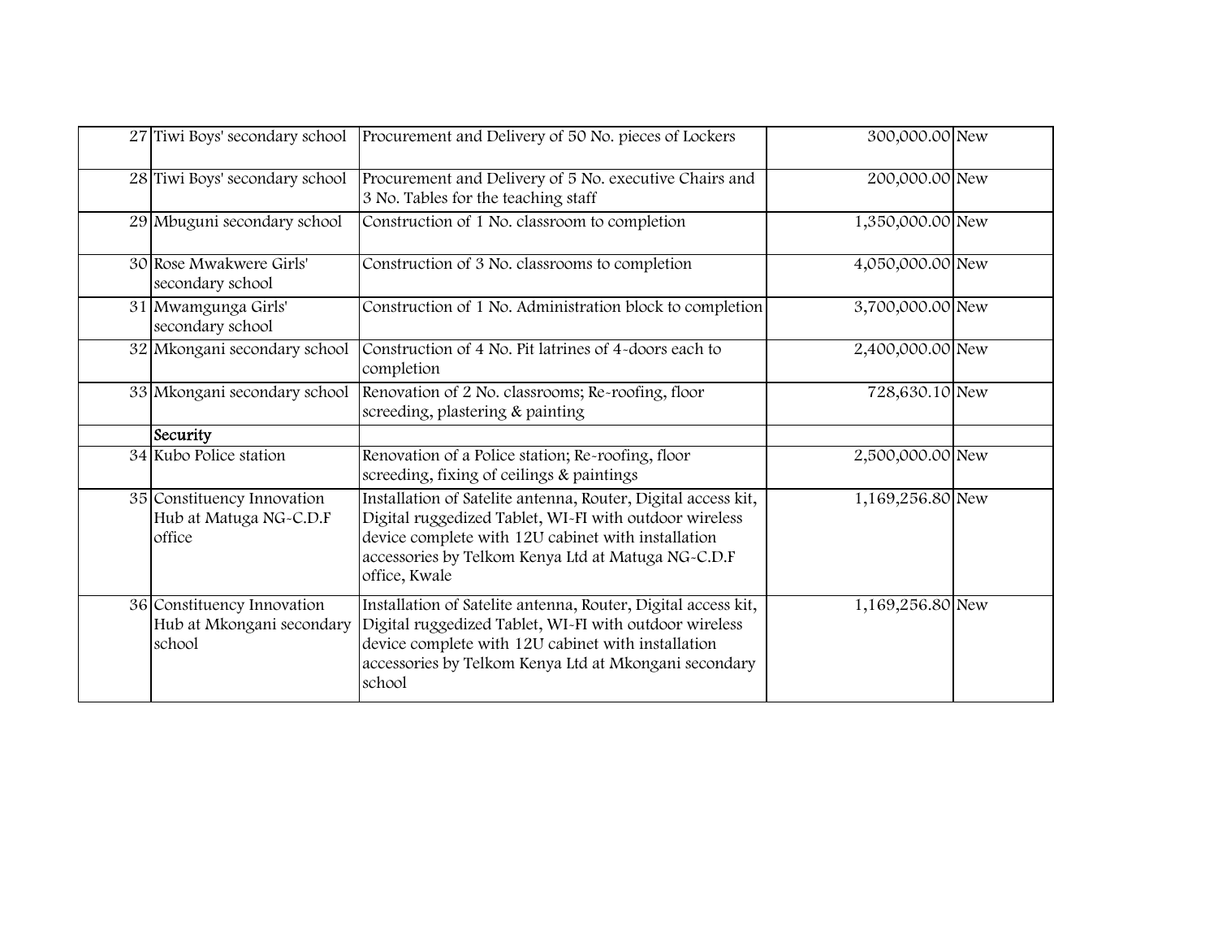| | | | | |
|---|---|---|---|---|
| 27 | Tiwi Boys' secondary school | Procurement and Delivery of 50 No. pieces of Lockers | 300,000.00 | New |
| 28 | Tiwi Boys' secondary school | Procurement and Delivery of 5 No. executive Chairs and 3 No. Tables for the teaching staff | 200,000.00 | New |
| 29 | Mbuguni secondary school | Construction of 1 No. classroom to completion | 1,350,000.00 | New |
| 30 | Rose Mwakwere Girls' secondary school | Construction of 3 No. classrooms to completion | 4,050,000.00 | New |
| 31 | Mwamgunga Girls' secondary school | Construction of 1 No. Administration block to completion | 3,700,000.00 | New |
| 32 | Mkongani secondary school | Construction of 4 No. Pit latrines of 4-doors each to completion | 2,400,000.00 | New |
| 33 | Mkongani secondary school | Renovation of 2 No. classrooms; Re-roofing, floor screeding, plastering & painting | 728,630.10 | New |
| | Security | | | |
| 34 | Kubo Police station | Renovation of a Police station; Re-roofing, floor screeding, fixing of ceilings & paintings | 2,500,000.00 | New |
| 35 | Constituency Innovation Hub at Matuga NG-C.D.F office | Installation of Satelite antenna, Router, Digital access kit, Digital ruggedized Tablet, WI-FI with outdoor wireless device complete with 12U cabinet with installation accessories by Telkom Kenya Ltd at Matuga NG-C.D.F office, Kwale | 1,169,256.80 | New |
| 36 | Constituency Innovation Hub at Mkongani secondary school | Installation of Satelite antenna, Router, Digital access kit, Digital ruggedized Tablet, WI-FI with outdoor wireless device complete with 12U cabinet with installation accessories by Telkom Kenya Ltd at Mkongani secondary school | 1,169,256.80 | New |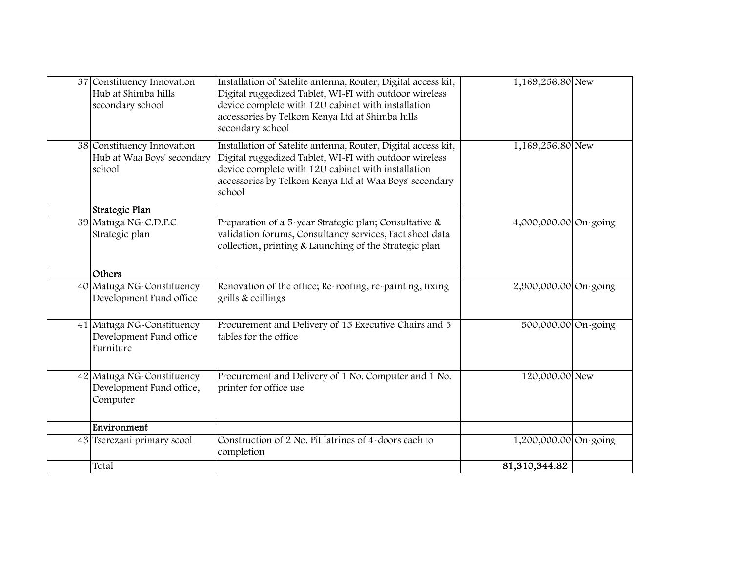| | | | | |
|---|---|---|---|---|
| 37 | Constituency Innovation Hub at Shimba hills secondary school | Installation of Satelite antenna, Router, Digital access kit, Digital ruggedized Tablet, WI-FI with outdoor wireless device complete with 12U cabinet with installation accessories by Telkom Kenya Ltd at Shimba hills secondary school | 1,169,256.80 | New |
| 38 | Constituency Innovation Hub at Waa Boys' secondary school | Installation of Satelite antenna, Router, Digital access kit, Digital ruggedized Tablet, WI-FI with outdoor wireless device complete with 12U cabinet with installation accessories by Telkom Kenya Ltd at Waa Boys' secondary school | 1,169,256.80 | New |
| | **Strategic Plan** | | | |
| 39 | Matuga NG-C.D.F.C Strategic plan | Preparation of a 5-year Strategic plan; Consultative & validation forums, Consultancy services, Fact sheet data collection, printing & Launching of the Strategic plan | 4,000,000.00 | On-going |
| | **Others** | | | |
| 40 | Matuga NG-Constituency Development Fund office | Renovation of the office; Re-roofing, re-painting, fixing grills & ceillings | 2,900,000.00 | On-going |
| 41 | Matuga NG-Constituency Development Fund office Furniture | Procurement and Delivery of 15 Executive Chairs and 5 tables for the office | 500,000.00 | On-going |
| 42 | Matuga NG-Constituency Development Fund office, Computer | Procurement and Delivery of 1 No. Computer and 1 No. printer for office use | 120,000.00 | New |
| | **Environment** | | | |
| 43 | Tserezani primary scool | Construction of 2 No. Pit latrines of 4-doors each to completion | 1,200,000.00 | On-going |
| | Total | | **81,310,344.82** | |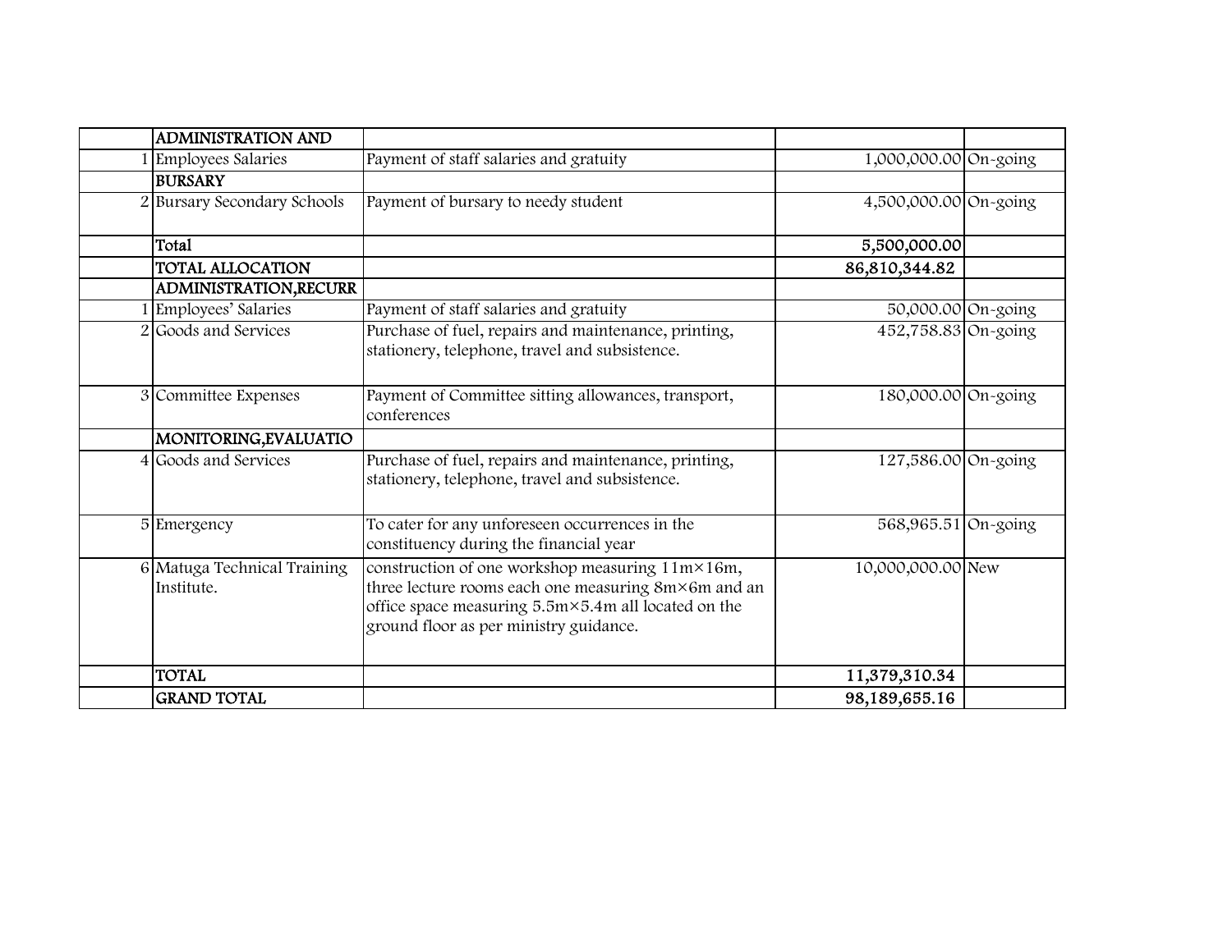| | | | | |
|---|---|---|---|---|
| | **ADMINISTRATION AND** | | | |
| 1 | Employees Salaries | Payment of staff salaries and gratuity | 1,000,000.00 | On-going |
| | **BURSARY** | | | |
| 2 | Bursary Secondary Schools | Payment of bursary to needy student | 4,500,000.00 | On-going |
| | **Total** | | **5,500,000.00** | |
| | **TOTAL ALLOCATION** | | **86,810,344.82** | |
| | **ADMINISTRATION,RECURR** | | | |
| 1 | Employees' Salaries | Payment of staff salaries and gratuity | 50,000.00 | On-going |
| 2 | Goods and Services | Purchase of fuel, repairs and maintenance, printing, stationery, telephone, travel and subsistence. | 452,758.83 | On-going |
| 3 | Committee Expenses | Payment of Committee sitting allowances, transport, conferences | 180,000.00 | On-going |
| | **MONITORING,EVALUATIO** | | | |
| 4 | Goods and Services | Purchase of fuel, repairs and maintenance, printing, stationery, telephone, travel and subsistence. | 127,586.00 | On-going |
| 5 | Emergency | To cater for any unforeseen occurrences in the constituency during the financial year | 568,965.51 | On-going |
| 6 | Matuga Technical Training Institute. | construction of one workshop measuring 11m×16m, three lecture rooms each one measuring 8m×6m and an office space measuring 5.5m×5.4m all located on the ground floor as per ministry guidance. | 10,000,000.00 | New |
| | **TOTAL** | | **11,379,310.34** | |
| | **GRAND TOTAL** | | **98,189,655.16** | |